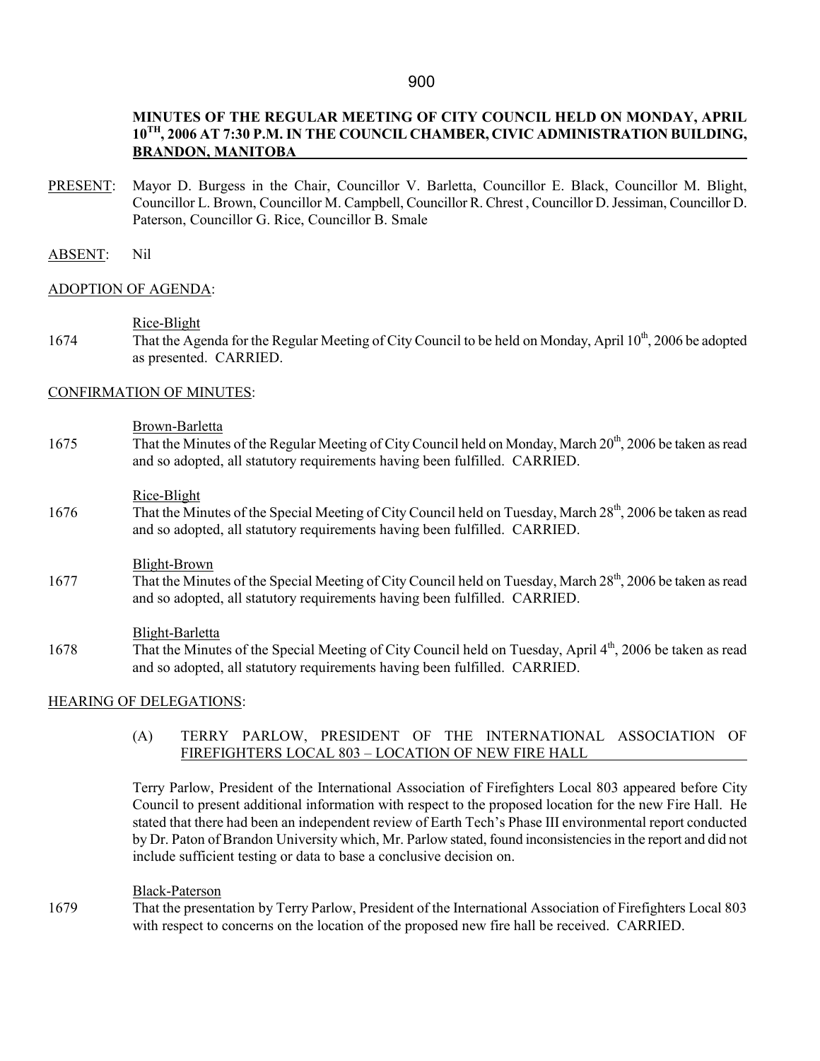**MINUTES OF THE REGULAR MEETING OF CITY COUNCIL HELD ON MONDAY, APRIL 10TH, 2006 AT 7:30 P.M. IN THE COUNCIL CHAMBER, CIVIC ADMINISTRATION BUILDING, BRANDON, MANITOBA**

PRESENT: Mayor D. Burgess in the Chair, Councillor V. Barletta, Councillor E. Black, Councillor M. Blight, Councillor L. Brown, Councillor M. Campbell, Councillor R. Chrest , Councillor D. Jessiman, Councillor D. Paterson, Councillor G. Rice, Councillor B. Smale

ABSENT: Nil

ADOPTION OF AGENDA:

Rice-Blight

1674 That the Agenda for the Regular Meeting of City Council to be held on Monday, April 10th, 2006 be adopted as presented. CARRIED.

CONFIRMATION OF MINUTES:

Brown-Barletta

1675 That the Minutes of the Regular Meeting of City Council held on Monday, March 20th, 2006 be taken as read and so adopted, all statutory requirements having been fulfilled. CARRIED.

Rice-Blight

1676 That the Minutes of the Special Meeting of City Council held on Tuesday, March 28th, 2006 be taken as read and so adopted, all statutory requirements having been fulfilled. CARRIED.

Blight-Brown

1677 That the Minutes of the Special Meeting of City Council held on Tuesday, March 28th, 2006 be taken as read and so adopted, all statutory requirements having been fulfilled. CARRIED.

Blight-Barletta

1678 That the Minutes of the Special Meeting of City Council held on Tuesday, April 4th, 2006 be taken as read and so adopted, all statutory requirements having been fulfilled. CARRIED.

HEARING OF DELEGATIONS:

(A) TERRY PARLOW, PRESIDENT OF THE INTERNATIONAL ASSOCIATION OF FIREFIGHTERS LOCAL 803 – LOCATION OF NEW FIRE HALL

Terry Parlow, President of the International Association of Firefighters Local 803 appeared before City Council to present additional information with respect to the proposed location for the new Fire Hall. He stated that there had been an independent review of Earth Tech's Phase III environmental report conducted by Dr. Paton of Brandon University which, Mr. Parlow stated, found inconsistencies in the report and did not include sufficient testing or data to base a conclusive decision on.

Black-Paterson

1679 That the presentation by Terry Parlow, President of the International Association of Firefighters Local 803 with respect to concerns on the location of the proposed new fire hall be received. CARRIED.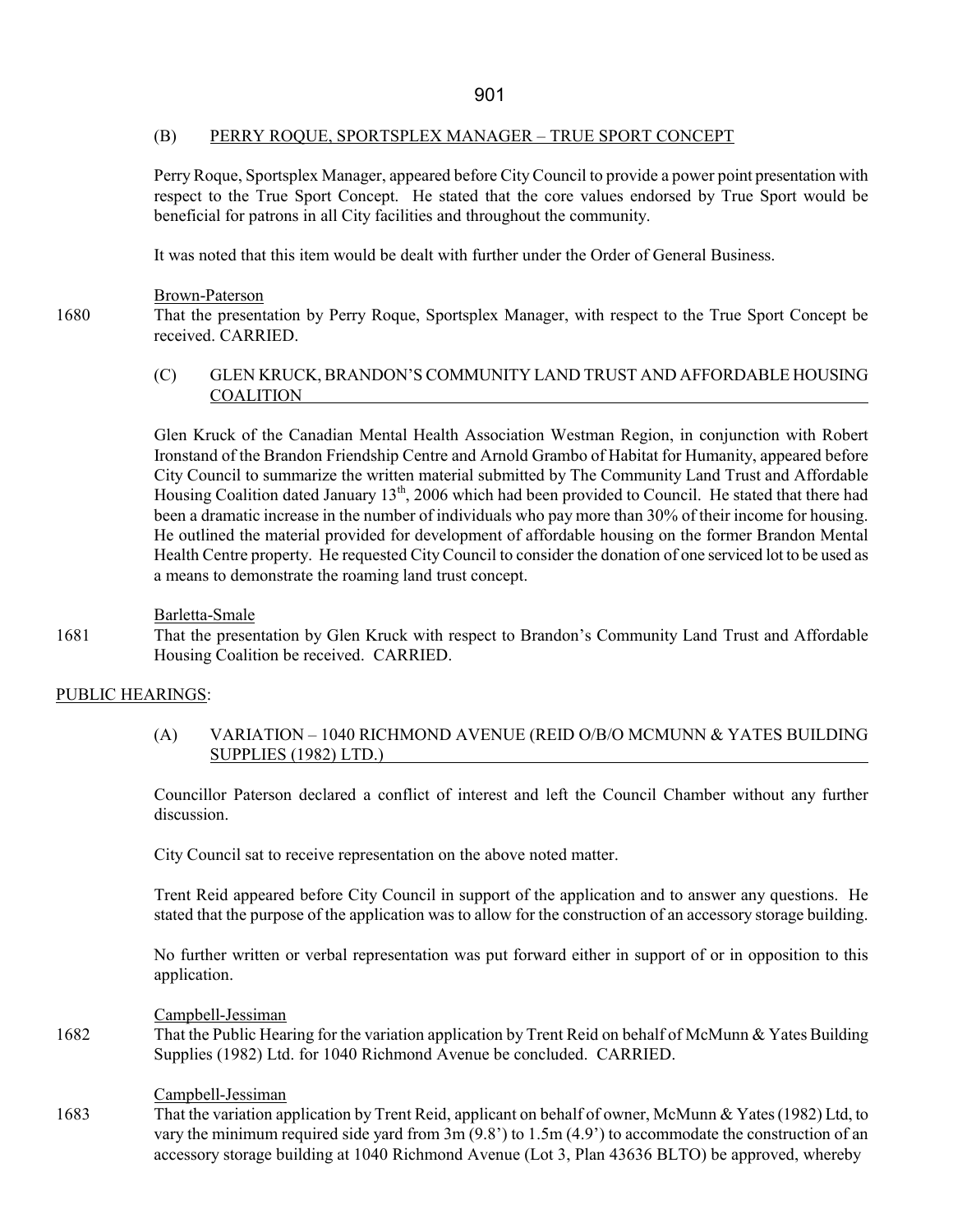(B) PERRY ROQUE, SPORTSPLEX MANAGER – TRUE SPORT CONCEPT

Perry Roque, Sportsplex Manager, appeared before City Council to provide a power point presentation with respect to the True Sport Concept. He stated that the core values endorsed by True Sport would be beneficial for patrons in all City facilities and throughout the community.

It was noted that this item would be dealt with further under the Order of General Business.

Brown-Paterson

1680 That the presentation by Perry Roque, Sportsplex Manager, with respect to the True Sport Concept be received. CARRIED.

(C) GLEN KRUCK, BRANDON'S COMMUNITY LAND TRUST AND AFFORDABLE HOUSING COALITION

Glen Kruck of the Canadian Mental Health Association Westman Region, in conjunction with Robert Ironstand of the Brandon Friendship Centre and Arnold Grambo of Habitat for Humanity, appeared before City Council to summarize the written material submitted by The Community Land Trust and Affordable Housing Coalition dated January 13th, 2006 which had been provided to Council. He stated that there had been a dramatic increase in the number of individuals who pay more than 30% of their income for housing. He outlined the material provided for development of affordable housing on the former Brandon Mental Health Centre property. He requested City Council to consider the donation of one serviced lot to be used as a means to demonstrate the roaming land trust concept.

Barletta-Smale

1681 That the presentation by Glen Kruck with respect to Brandon's Community Land Trust and Affordable Housing Coalition be received. CARRIED.

PUBLIC HEARINGS:

(A) VARIATION – 1040 RICHMOND AVENUE (REID O/B/O MCMUNN & YATES BUILDING SUPPLIES (1982) LTD.)

Councillor Paterson declared a conflict of interest and left the Council Chamber without any further discussion.

City Council sat to receive representation on the above noted matter.

Trent Reid appeared before City Council in support of the application and to answer any questions. He stated that the purpose of the application was to allow for the construction of an accessory storage building.

No further written or verbal representation was put forward either in support of or in opposition to this application.

Campbell-Jessiman

1682 That the Public Hearing for the variation application by Trent Reid on behalf of McMunn & Yates Building Supplies (1982) Ltd. for 1040 Richmond Avenue be concluded. CARRIED.

Campbell-Jessiman

1683 That the variation application by Trent Reid, applicant on behalf of owner, McMunn & Yates (1982) Ltd, to vary the minimum required side yard from 3m (9.8') to 1.5m (4.9') to accommodate the construction of an accessory storage building at 1040 Richmond Avenue (Lot 3, Plan 43636 BLTO) be approved, whereby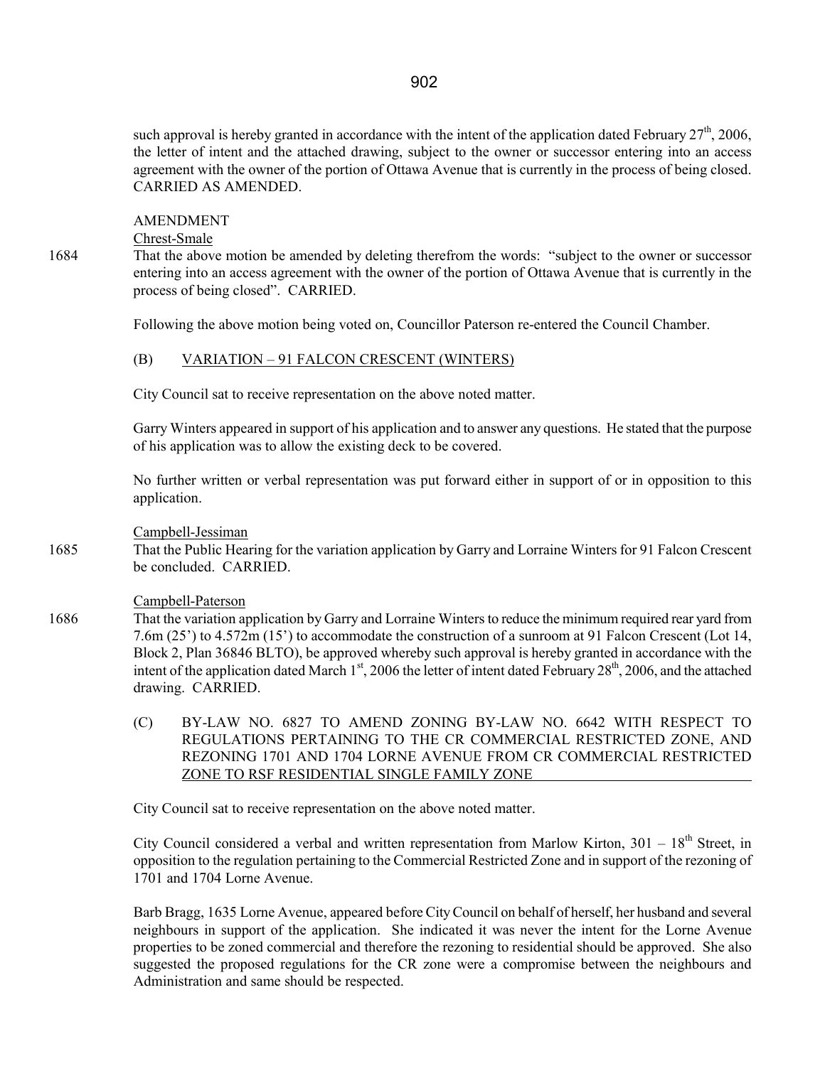such approval is hereby granted in accordance with the intent of the application dated February 27th, 2006, the letter of intent and the attached drawing, subject to the owner or successor entering into an access agreement with the owner of the portion of Ottawa Avenue that is currently in the process of being closed. CARRIED AS AMENDED.

AMENDMENT

Chrest-Smale

1684 That the above motion be amended by deleting therefrom the words: "subject to the owner or successor entering into an access agreement with the owner of the portion of Ottawa Avenue that is currently in the process of being closed". CARRIED.

Following the above motion being voted on, Councillor Paterson re-entered the Council Chamber.

(B) VARIATION – 91 FALCON CRESCENT (WINTERS)

City Council sat to receive representation on the above noted matter.

Garry Winters appeared in support of his application and to answer any questions. He stated that the purpose of his application was to allow the existing deck to be covered.

No further written or verbal representation was put forward either in support of or in opposition to this application.

Campbell-Jessiman

1685 That the Public Hearing for the variation application by Garry and Lorraine Winters for 91 Falcon Crescent be concluded. CARRIED.

Campbell-Paterson

1686 That the variation application by Garry and Lorraine Winters to reduce the minimum required rear yard from 7.6m (25') to 4.572m (15') to accommodate the construction of a sunroom at 91 Falcon Crescent (Lot 14, Block 2, Plan 36846 BLTO), be approved whereby such approval is hereby granted in accordance with the intent of the application dated March 1st, 2006 the letter of intent dated February 28th, 2006, and the attached drawing. CARRIED.

(C) BY-LAW NO. 6827 TO AMEND ZONING BY-LAW NO. 6642 WITH RESPECT TO REGULATIONS PERTAINING TO THE CR COMMERCIAL RESTRICTED ZONE, AND REZONING 1701 AND 1704 LORNE AVENUE FROM CR COMMERCIAL RESTRICTED ZONE TO RSF RESIDENTIAL SINGLE FAMILY ZONE

City Council sat to receive representation on the above noted matter.

City Council considered a verbal and written representation from Marlow Kirton, 301 – 18th Street, in opposition to the regulation pertaining to the Commercial Restricted Zone and in support of the rezoning of 1701 and 1704 Lorne Avenue.

Barb Bragg, 1635 Lorne Avenue, appeared before City Council on behalf of herself, her husband and several neighbours in support of the application. She indicated it was never the intent for the Lorne Avenue properties to be zoned commercial and therefore the rezoning to residential should be approved. She also suggested the proposed regulations for the CR zone were a compromise between the neighbours and Administration and same should be respected.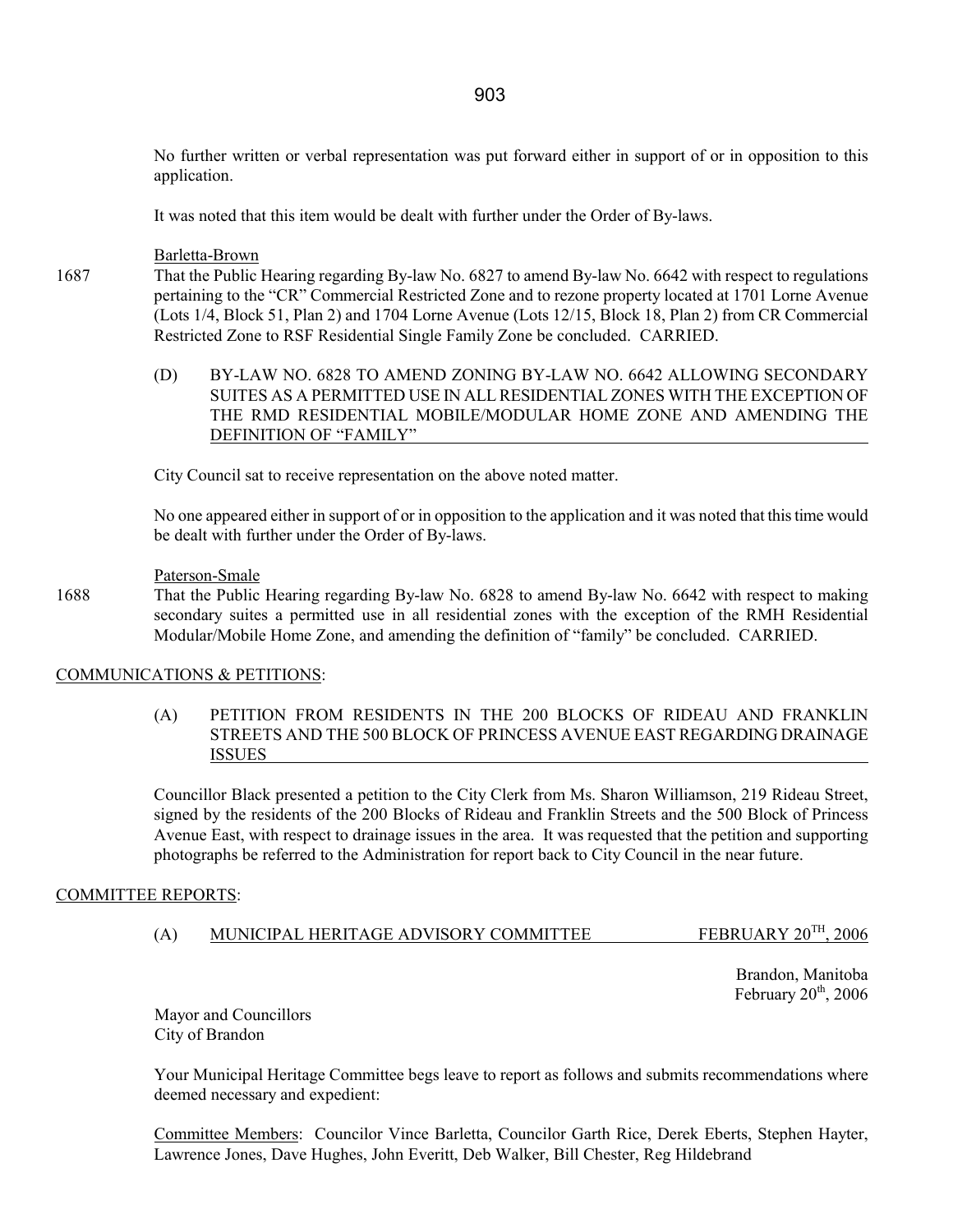No further written or verbal representation was put forward either in support of or in opposition to this application.

It was noted that this item would be dealt with further under the Order of By-laws.

Barletta-Brown

1687 That the Public Hearing regarding By-law No. 6827 to amend By-law No. 6642 with respect to regulations pertaining to the "CR" Commercial Restricted Zone and to rezone property located at 1701 Lorne Avenue (Lots 1/4, Block 51, Plan 2) and 1704 Lorne Avenue (Lots 12/15, Block 18, Plan 2) from CR Commercial Restricted Zone to RSF Residential Single Family Zone be concluded. CARRIED.

(D) BY-LAW NO. 6828 TO AMEND ZONING BY-LAW NO. 6642 ALLOWING SECONDARY SUITES AS A PERMITTED USE IN ALL RESIDENTIAL ZONES WITH THE EXCEPTION OF THE RMD RESIDENTIAL MOBILE/MODULAR HOME ZONE AND AMENDING THE DEFINITION OF "FAMILY"

City Council sat to receive representation on the above noted matter.

No one appeared either in support of or in opposition to the application and it was noted that this time would be dealt with further under the Order of By-laws.

Paterson-Smale

1688 That the Public Hearing regarding By-law No. 6828 to amend By-law No. 6642 with respect to making secondary suites a permitted use in all residential zones with the exception of the RMH Residential Modular/Mobile Home Zone, and amending the definition of "family" be concluded. CARRIED.

## COMMUNICATIONS & PETITIONS:

(A) PETITION FROM RESIDENTS IN THE 200 BLOCKS OF RIDEAU AND FRANKLIN STREETS AND THE 500 BLOCK OF PRINCESS AVENUE EAST REGARDING DRAINAGE ISSUES

Councillor Black presented a petition to the City Clerk from Ms. Sharon Williamson, 219 Rideau Street, signed by the residents of the 200 Blocks of Rideau and Franklin Streets and the 500 Block of Princess Avenue East, with respect to drainage issues in the area. It was requested that the petition and supporting photographs be referred to the Administration for report back to City Council in the near future.

## COMMITTEE REPORTS:

(A) MUNICIPAL HERITAGE ADVISORY COMMITTEE — FEBRUARY 20TH, 2006

Brandon, Manitoba
February 20th, 2006

Mayor and Councillors
City of Brandon

Your Municipal Heritage Committee begs leave to report as follows and submits recommendations where deemed necessary and expedient:

Committee Members: Councilor Vince Barletta, Councilor Garth Rice, Derek Eberts, Stephen Hayter, Lawrence Jones, Dave Hughes, John Everitt, Deb Walker, Bill Chester, Reg Hildebrand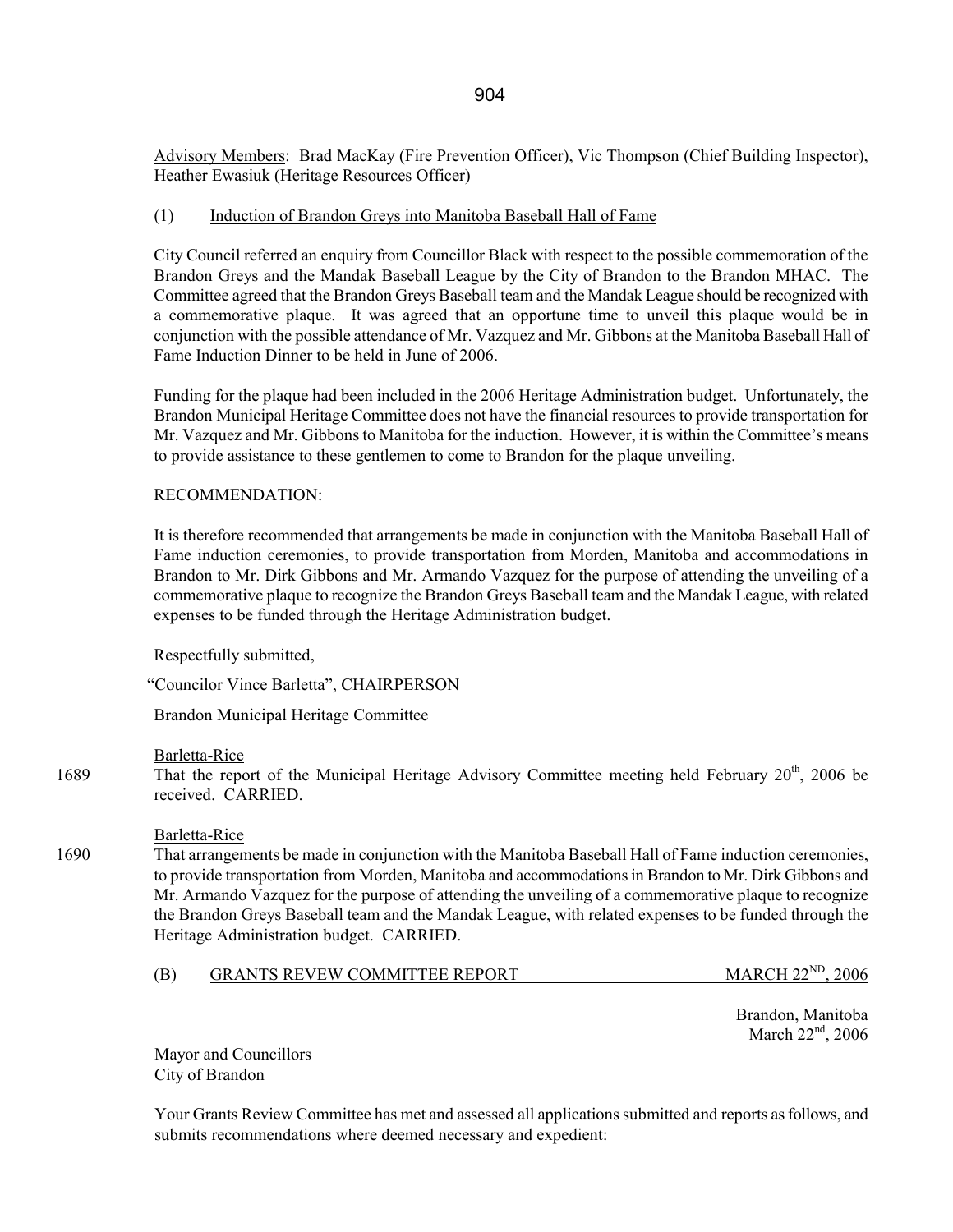Advisory Members: Brad MacKay (Fire Prevention Officer), Vic Thompson (Chief Building Inspector), Heather Ewasiuk (Heritage Resources Officer)

(1) Induction of Brandon Greys into Manitoba Baseball Hall of Fame

City Council referred an enquiry from Councillor Black with respect to the possible commemoration of the Brandon Greys and the Mandak Baseball League by the City of Brandon to the Brandon MHAC. The Committee agreed that the Brandon Greys Baseball team and the Mandak League should be recognized with a commemorative plaque. It was agreed that an opportune time to unveil this plaque would be in conjunction with the possible attendance of Mr. Vazquez and Mr. Gibbons at the Manitoba Baseball Hall of Fame Induction Dinner to be held in June of 2006.

Funding for the plaque had been included in the 2006 Heritage Administration budget. Unfortunately, the Brandon Municipal Heritage Committee does not have the financial resources to provide transportation for Mr. Vazquez and Mr. Gibbons to Manitoba for the induction. However, it is within the Committee's means to provide assistance to these gentlemen to come to Brandon for the plaque unveiling.

RECOMMENDATION:

It is therefore recommended that arrangements be made in conjunction with the Manitoba Baseball Hall of Fame induction ceremonies, to provide transportation from Morden, Manitoba and accommodations in Brandon to Mr. Dirk Gibbons and Mr. Armando Vazquez for the purpose of attending the unveiling of a commemorative plaque to recognize the Brandon Greys Baseball team and the Mandak League, with related expenses to be funded through the Heritage Administration budget.

Respectfully submitted,

"Councilor Vince Barletta", CHAIRPERSON

Brandon Municipal Heritage Committee

Barletta-Rice

1689 That the report of the Municipal Heritage Advisory Committee meeting held February 20th, 2006 be received. CARRIED.

Barletta-Rice

1690 That arrangements be made in conjunction with the Manitoba Baseball Hall of Fame induction ceremonies, to provide transportation from Morden, Manitoba and accommodations in Brandon to Mr. Dirk Gibbons and Mr. Armando Vazquez for the purpose of attending the unveiling of a commemorative plaque to recognize the Brandon Greys Baseball team and the Mandak League, with related expenses to be funded through the Heritage Administration budget. CARRIED.

(B) GRANTS REVEW COMMITTEE REPORT MARCH 22ND, 2006

Brandon, Manitoba
March 22nd, 2006

Mayor and Councillors
City of Brandon

Your Grants Review Committee has met and assessed all applications submitted and reports as follows, and submits recommendations where deemed necessary and expedient: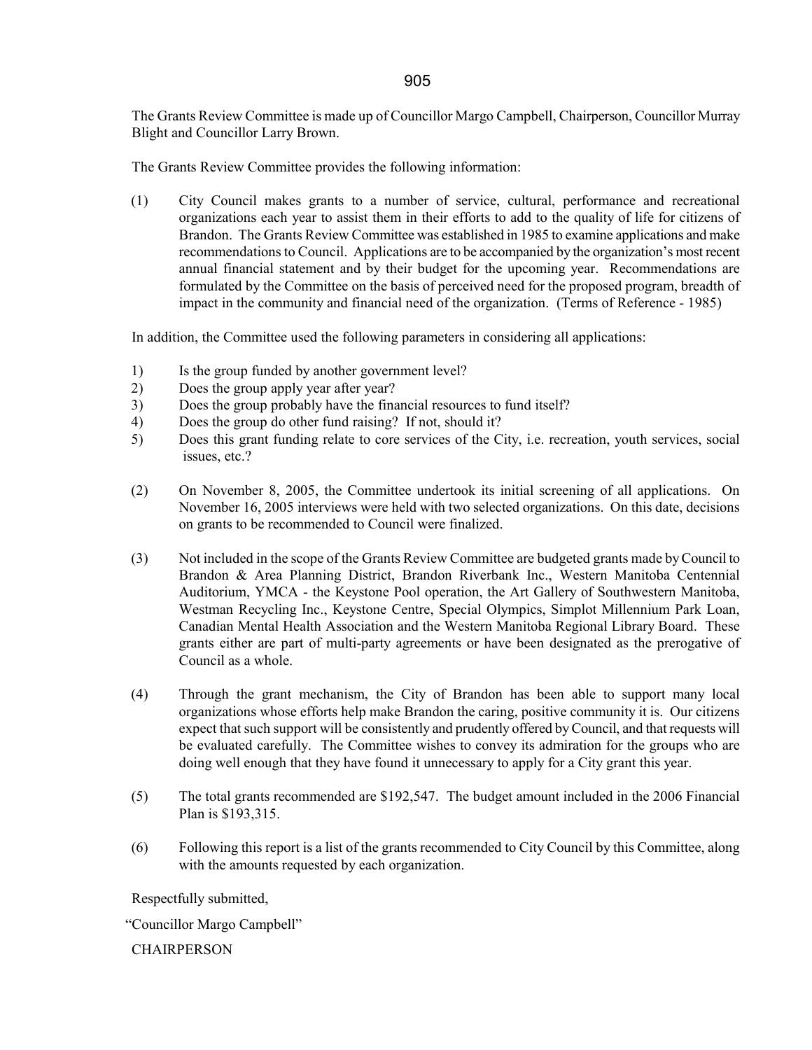The Grants Review Committee is made up of Councillor Margo Campbell, Chairperson, Councillor Murray Blight and Councillor Larry Brown.

The Grants Review Committee provides the following information:

(1) City Council makes grants to a number of service, cultural, performance and recreational organizations each year to assist them in their efforts to add to the quality of life for citizens of Brandon. The Grants Review Committee was established in 1985 to examine applications and make recommendations to Council. Applications are to be accompanied by the organization's most recent annual financial statement and by their budget for the upcoming year. Recommendations are formulated by the Committee on the basis of perceived need for the proposed program, breadth of impact in the community and financial need of the organization. (Terms of Reference - 1985)

In addition, the Committee used the following parameters in considering all applications:

1) Is the group funded by another government level?
2) Does the group apply year after year?
3) Does the group probably have the financial resources to fund itself?
4) Does the group do other fund raising? If not, should it?
5) Does this grant funding relate to core services of the City, i.e. recreation, youth services, social issues, etc.?

(2) On November 8, 2005, the Committee undertook its initial screening of all applications. On November 16, 2005 interviews were held with two selected organizations. On this date, decisions on grants to be recommended to Council were finalized.

(3) Not included in the scope of the Grants Review Committee are budgeted grants made by Council to Brandon & Area Planning District, Brandon Riverbank Inc., Western Manitoba Centennial Auditorium, YMCA - the Keystone Pool operation, the Art Gallery of Southwestern Manitoba, Westman Recycling Inc., Keystone Centre, Special Olympics, Simplot Millennium Park Loan, Canadian Mental Health Association and the Western Manitoba Regional Library Board. These grants either are part of multi-party agreements or have been designated as the prerogative of Council as a whole.

(4) Through the grant mechanism, the City of Brandon has been able to support many local organizations whose efforts help make Brandon the caring, positive community it is. Our citizens expect that such support will be consistently and prudently offered by Council, and that requests will be evaluated carefully. The Committee wishes to convey its admiration for the groups who are doing well enough that they have found it unnecessary to apply for a City grant this year.

(5) The total grants recommended are $192,547. The budget amount included in the 2006 Financial Plan is $193,315.

(6) Following this report is a list of the grants recommended to City Council by this Committee, along with the amounts requested by each organization.

Respectfully submitted,

"Councillor Margo Campbell"

CHAIRPERSON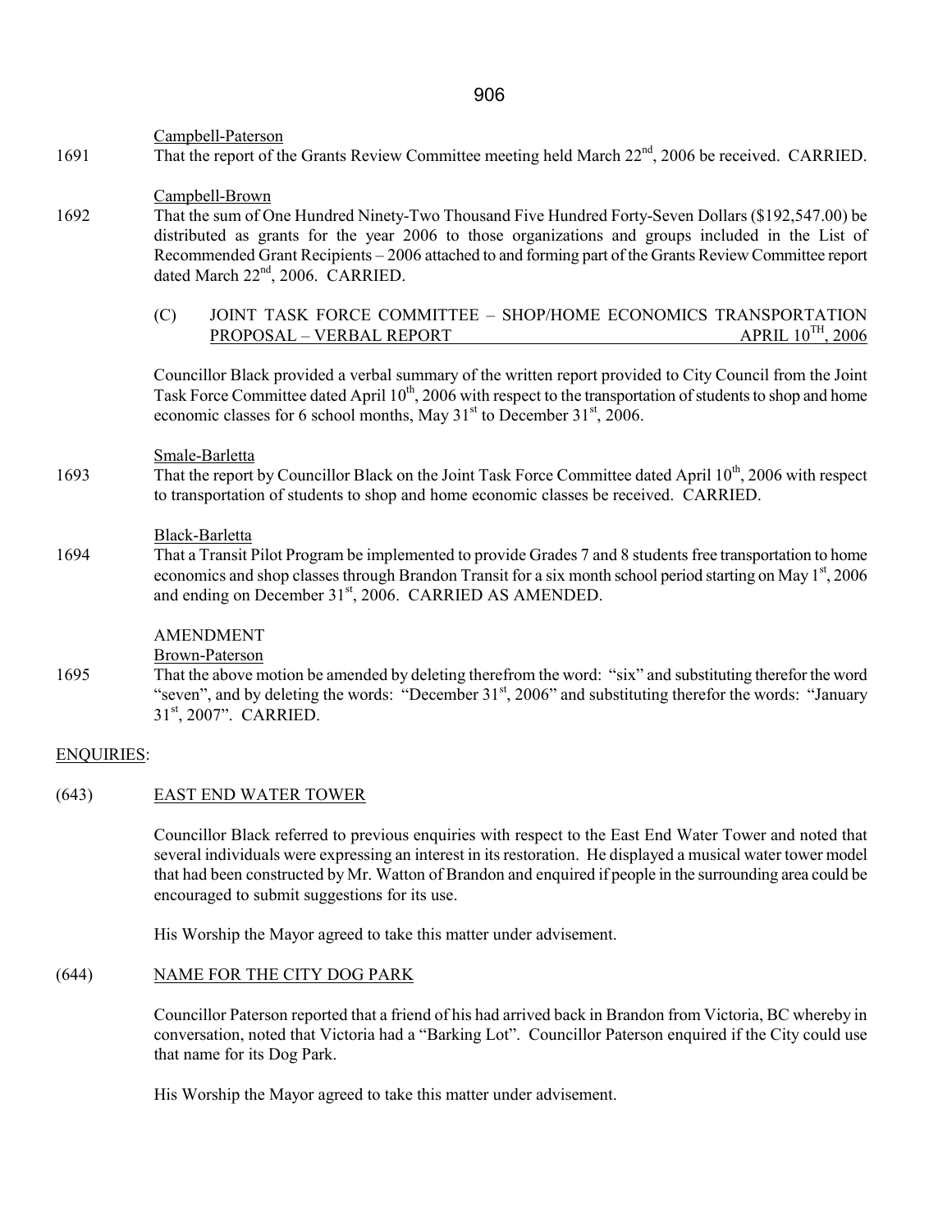Campbell-Paterson

1691 That the report of the Grants Review Committee meeting held March 22nd, 2006 be received. CARRIED.

Campbell-Brown

1692 That the sum of One Hundred Ninety-Two Thousand Five Hundred Forty-Seven Dollars ($192,547.00) be distributed as grants for the year 2006 to those organizations and groups included in the List of Recommended Grant Recipients – 2006 attached to and forming part of the Grants Review Committee report dated March 22nd, 2006. CARRIED.

(C) JOINT TASK FORCE COMMITTEE – SHOP/HOME ECONOMICS TRANSPORTATION PROPOSAL – VERBAL REPORT APRIL 10TH, 2006

Councillor Black provided a verbal summary of the written report provided to City Council from the Joint Task Force Committee dated April 10th, 2006 with respect to the transportation of students to shop and home economic classes for 6 school months, May 31st to December 31st, 2006.

Smale-Barletta

1693 That the report by Councillor Black on the Joint Task Force Committee dated April 10th, 2006 with respect to transportation of students to shop and home economic classes be received. CARRIED.

Black-Barletta

1694 That a Transit Pilot Program be implemented to provide Grades 7 and 8 students free transportation to home economics and shop classes through Brandon Transit for a six month school period starting on May 1st, 2006 and ending on December 31st, 2006. CARRIED AS AMENDED.

AMENDMENT

Brown-Paterson

1695 That the above motion be amended by deleting therefrom the word: "six" and substituting therefor the word "seven", and by deleting the words: "December 31st, 2006" and substituting therefor the words: "January 31st, 2007". CARRIED.

## ENQUIRIES:

### (643) EAST END WATER TOWER

Councillor Black referred to previous enquiries with respect to the East End Water Tower and noted that several individuals were expressing an interest in its restoration. He displayed a musical water tower model that had been constructed by Mr. Watton of Brandon and enquired if people in the surrounding area could be encouraged to submit suggestions for its use.

His Worship the Mayor agreed to take this matter under advisement.

### (644) NAME FOR THE CITY DOG PARK

Councillor Paterson reported that a friend of his had arrived back in Brandon from Victoria, BC whereby in conversation, noted that Victoria had a "Barking Lot". Councillor Paterson enquired if the City could use that name for its Dog Park.

His Worship the Mayor agreed to take this matter under advisement.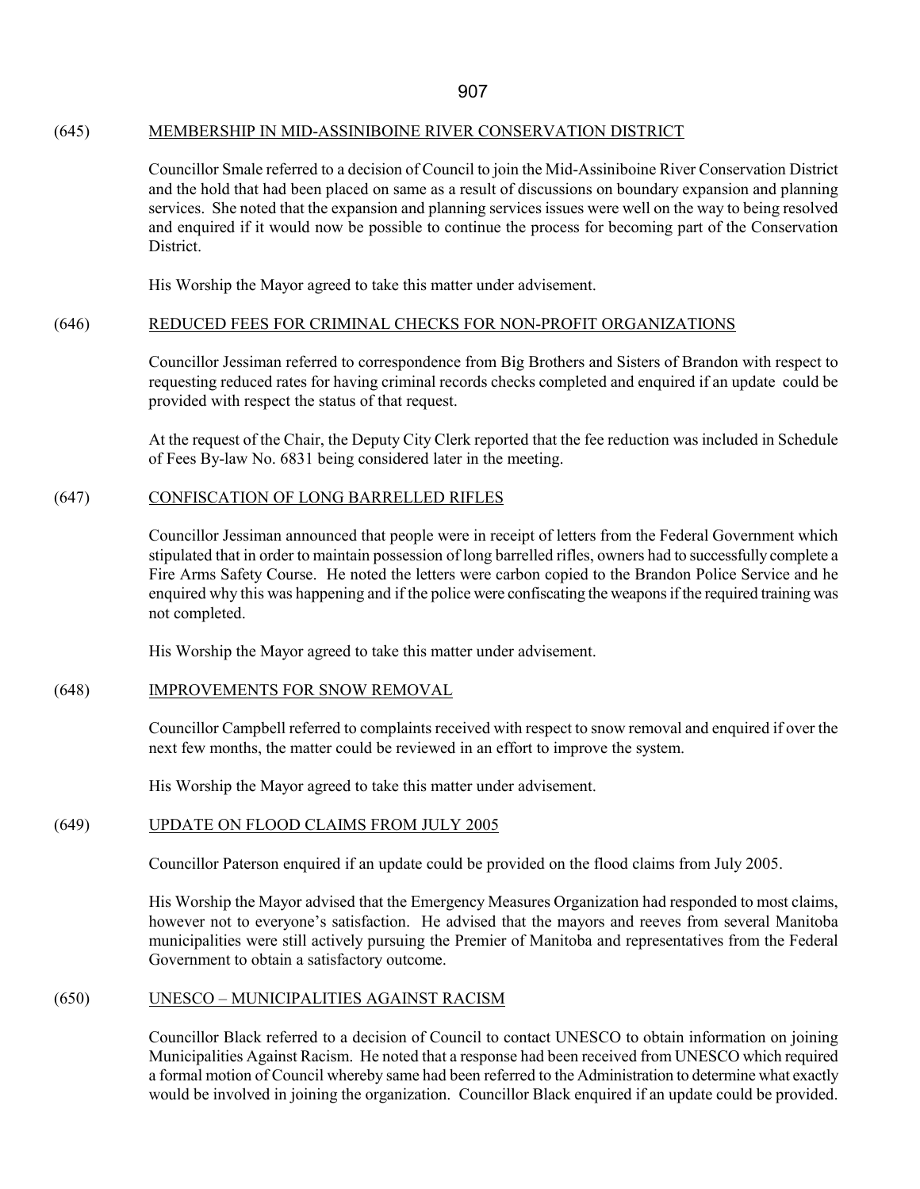(645) MEMBERSHIP IN MID-ASSINIBOINE RIVER CONSERVATION DISTRICT

Councillor Smale referred to a decision of Council to join the Mid-Assiniboine River Conservation District and the hold that had been placed on same as a result of discussions on boundary expansion and planning services. She noted that the expansion and planning services issues were well on the way to being resolved and enquired if it would now be possible to continue the process for becoming part of the Conservation District.

His Worship the Mayor agreed to take this matter under advisement.

(646) REDUCED FEES FOR CRIMINAL CHECKS FOR NON-PROFIT ORGANIZATIONS

Councillor Jessiman referred to correspondence from Big Brothers and Sisters of Brandon with respect to requesting reduced rates for having criminal records checks completed and enquired if an update could be provided with respect the status of that request.

At the request of the Chair, the Deputy City Clerk reported that the fee reduction was included in Schedule of Fees By-law No. 6831 being considered later in the meeting.

(647) CONFISCATION OF LONG BARRELLED RIFLES

Councillor Jessiman announced that people were in receipt of letters from the Federal Government which stipulated that in order to maintain possession of long barrelled rifles, owners had to successfully complete a Fire Arms Safety Course. He noted the letters were carbon copied to the Brandon Police Service and he enquired why this was happening and if the police were confiscating the weapons if the required training was not completed.

His Worship the Mayor agreed to take this matter under advisement.

(648) IMPROVEMENTS FOR SNOW REMOVAL

Councillor Campbell referred to complaints received with respect to snow removal and enquired if over the next few months, the matter could be reviewed in an effort to improve the system.

His Worship the Mayor agreed to take this matter under advisement.

(649) UPDATE ON FLOOD CLAIMS FROM JULY 2005

Councillor Paterson enquired if an update could be provided on the flood claims from July 2005.

His Worship the Mayor advised that the Emergency Measures Organization had responded to most claims, however not to everyone's satisfaction. He advised that the mayors and reeves from several Manitoba municipalities were still actively pursuing the Premier of Manitoba and representatives from the Federal Government to obtain a satisfactory outcome.

(650) UNESCO – MUNICIPALITIES AGAINST RACISM

Councillor Black referred to a decision of Council to contact UNESCO to obtain information on joining Municipalities Against Racism. He noted that a response had been received from UNESCO which required a formal motion of Council whereby same had been referred to the Administration to determine what exactly would be involved in joining the organization. Councillor Black enquired if an update could be provided.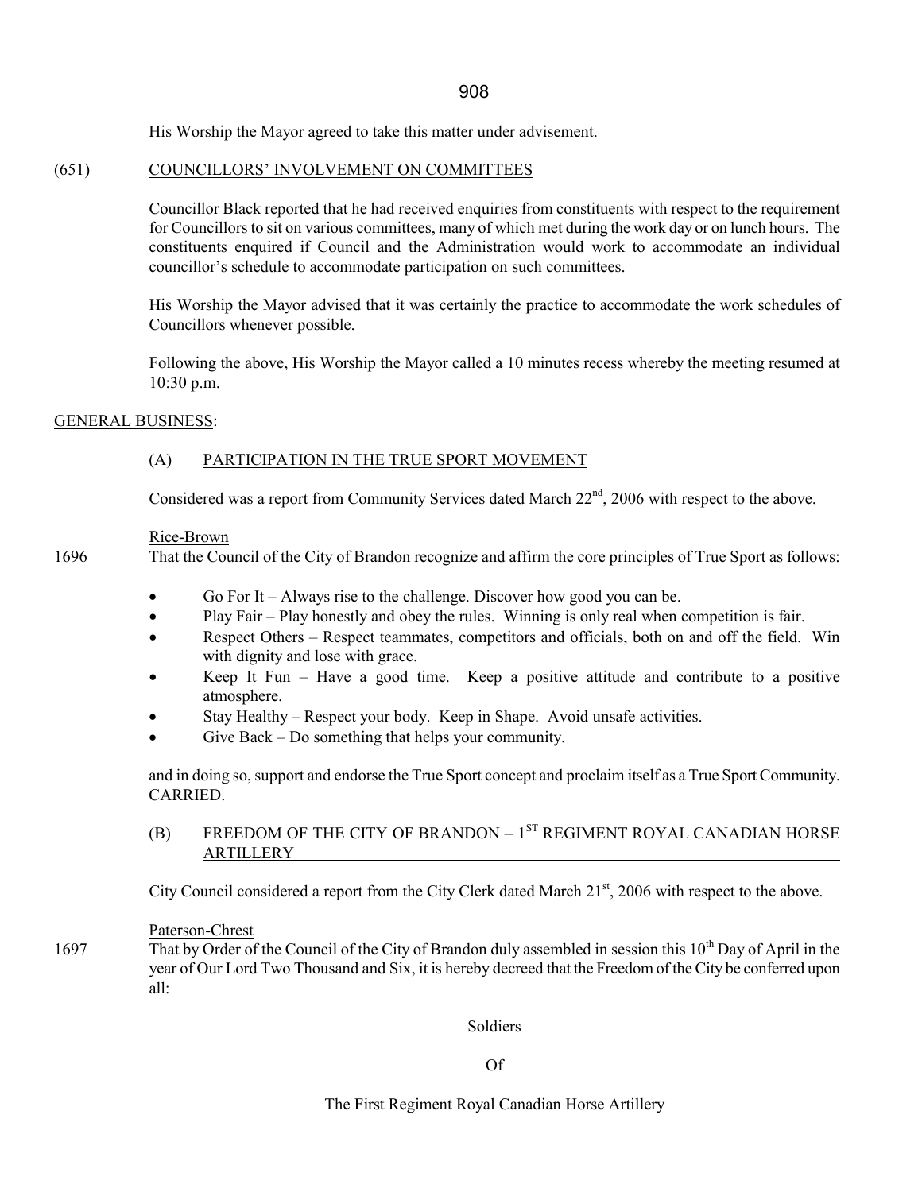His Worship the Mayor agreed to take this matter under advisement.

(651) COUNCILLORS' INVOLVEMENT ON COMMITTEES

Councillor Black reported that he had received enquiries from constituents with respect to the requirement for Councillors to sit on various committees, many of which met during the work day or on lunch hours. The constituents enquired if Council and the Administration would work to accommodate an individual councillor's schedule to accommodate participation on such committees.

His Worship the Mayor advised that it was certainly the practice to accommodate the work schedules of Councillors whenever possible.

Following the above, His Worship the Mayor called a 10 minutes recess whereby the meeting resumed at 10:30 p.m.

GENERAL BUSINESS:

(A) PARTICIPATION IN THE TRUE SPORT MOVEMENT

Considered was a report from Community Services dated March 22nd, 2006 with respect to the above.

Rice-Brown

1696 That the Council of the City of Brandon recognize and affirm the core principles of True Sport as follows:

- Go For It – Always rise to the challenge. Discover how good you can be.
- Play Fair – Play honestly and obey the rules. Winning is only real when competition is fair.
- Respect Others – Respect teammates, competitors and officials, both on and off the field. Win with dignity and lose with grace.
- Keep It Fun – Have a good time. Keep a positive attitude and contribute to a positive atmosphere.
- Stay Healthy – Respect your body. Keep in Shape. Avoid unsafe activities.
- Give Back – Do something that helps your community.

and in doing so, support and endorse the True Sport concept and proclaim itself as a True Sport Community. CARRIED.

(B) FREEDOM OF THE CITY OF BRANDON – 1ST REGIMENT ROYAL CANADIAN HORSE ARTILLERY

City Council considered a report from the City Clerk dated March 21st, 2006 with respect to the above.

Paterson-Chrest

1697 That by Order of the Council of the City of Brandon duly assembled in session this 10th Day of April in the year of Our Lord Two Thousand and Six, it is hereby decreed that the Freedom of the City be conferred upon all:

Soldiers

Of

The First Regiment Royal Canadian Horse Artillery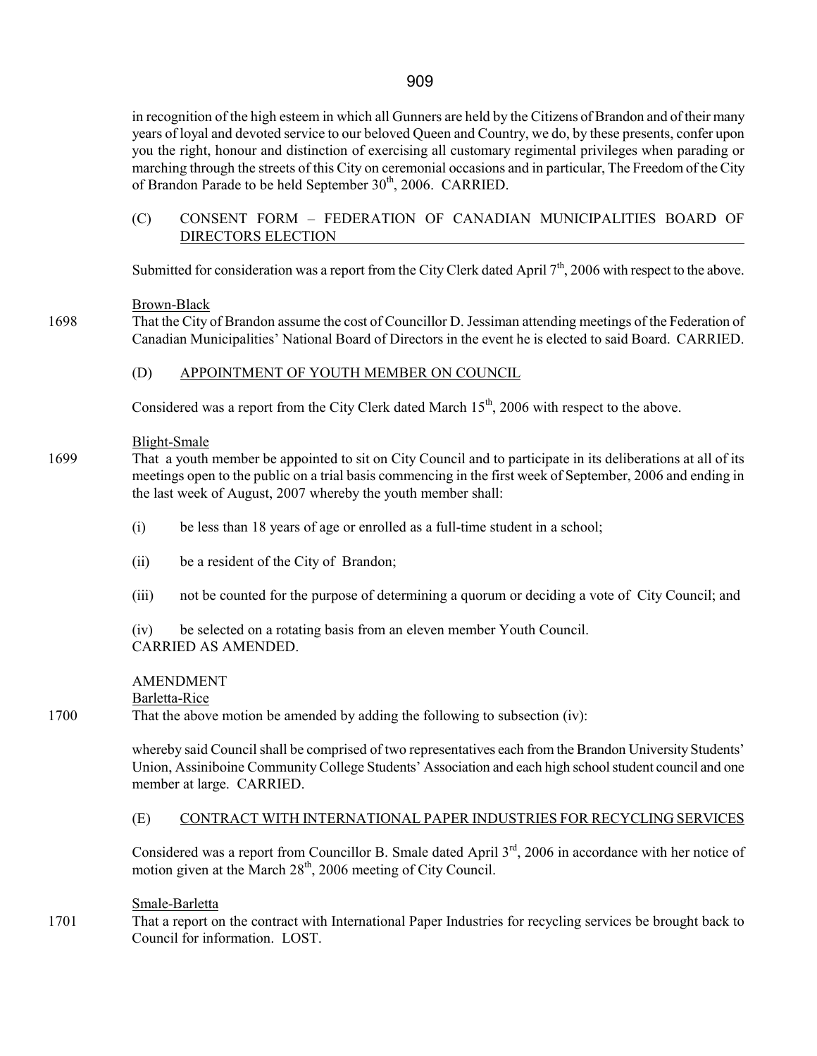in recognition of the high esteem in which all Gunners are held by the Citizens of Brandon and of their many years of loyal and devoted service to our beloved Queen and Country, we do, by these presents, confer upon you the right, honour and distinction of exercising all customary regimental privileges when parading or marching through the streets of this City on ceremonial occasions and in particular, The Freedom of the City of Brandon Parade to be held September 30th, 2006. CARRIED.

(C) CONSENT FORM – FEDERATION OF CANADIAN MUNICIPALITIES BOARD OF DIRECTORS ELECTION

Submitted for consideration was a report from the City Clerk dated April 7th, 2006 with respect to the above.

Brown-Black

1698 That the City of Brandon assume the cost of Councillor D. Jessiman attending meetings of the Federation of Canadian Municipalities' National Board of Directors in the event he is elected to said Board. CARRIED.

(D) APPOINTMENT OF YOUTH MEMBER ON COUNCIL

Considered was a report from the City Clerk dated March 15th, 2006 with respect to the above.

Blight-Smale

1699 That a youth member be appointed to sit on City Council and to participate in its deliberations at all of its meetings open to the public on a trial basis commencing in the first week of September, 2006 and ending in the last week of August, 2007 whereby the youth member shall:

(i) be less than 18 years of age or enrolled as a full-time student in a school;

(ii) be a resident of the City of Brandon;

(iii) not be counted for the purpose of determining a quorum or deciding a vote of City Council; and

(iv) be selected on a rotating basis from an eleven member Youth Council.
CARRIED AS AMENDED.

AMENDMENT
Barletta-Rice

1700 That the above motion be amended by adding the following to subsection (iv):

whereby said Council shall be comprised of two representatives each from the Brandon University Students' Union, Assiniboine Community College Students' Association and each high school student council and one member at large. CARRIED.

(E) CONTRACT WITH INTERNATIONAL PAPER INDUSTRIES FOR RECYCLING SERVICES

Considered was a report from Councillor B. Smale dated April 3rd, 2006 in accordance with her notice of motion given at the March 28th, 2006 meeting of City Council.

Smale-Barletta

1701 That a report on the contract with International Paper Industries for recycling services be brought back to Council for information. LOST.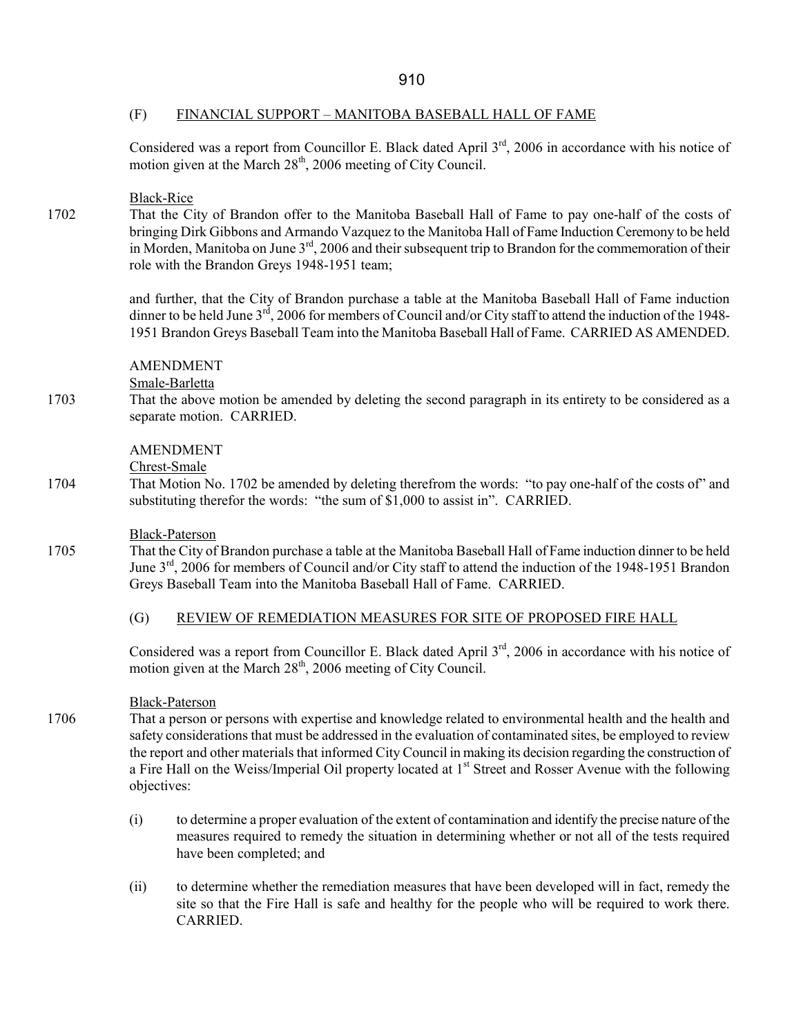### (F) FINANCIAL SUPPORT – MANITOBA BASEBALL HALL OF FAME

Considered was a report from Councillor E. Black dated April 3rd, 2006 in accordance with his notice of motion given at the March 28th, 2006 meeting of City Council.

Black-Rice

1702 That the City of Brandon offer to the Manitoba Baseball Hall of Fame to pay one-half of the costs of bringing Dirk Gibbons and Armando Vazquez to the Manitoba Hall of Fame Induction Ceremony to be held in Morden, Manitoba on June 3rd, 2006 and their subsequent trip to Brandon for the commemoration of their role with the Brandon Greys 1948-1951 team;

and further, that the City of Brandon purchase a table at the Manitoba Baseball Hall of Fame induction dinner to be held June 3rd, 2006 for members of Council and/or City staff to attend the induction of the 1948-1951 Brandon Greys Baseball Team into the Manitoba Baseball Hall of Fame. CARRIED AS AMENDED.

AMENDMENT

Smale-Barletta

1703 That the above motion be amended by deleting the second paragraph in its entirety to be considered as a separate motion. CARRIED.

AMENDMENT

Chrest-Smale

1704 That Motion No. 1702 be amended by deleting therefrom the words: "to pay one-half of the costs of" and substituting therefor the words: "the sum of $1,000 to assist in". CARRIED.

Black-Paterson

1705 That the City of Brandon purchase a table at the Manitoba Baseball Hall of Fame induction dinner to be held June 3rd, 2006 for members of Council and/or City staff to attend the induction of the 1948-1951 Brandon Greys Baseball Team into the Manitoba Baseball Hall of Fame. CARRIED.

### (G) REVIEW OF REMEDIATION MEASURES FOR SITE OF PROPOSED FIRE HALL

Considered was a report from Councillor E. Black dated April 3rd, 2006 in accordance with his notice of motion given at the March 28th, 2006 meeting of City Council.

Black-Paterson

1706 That a person or persons with expertise and knowledge related to environmental health and the health and safety considerations that must be addressed in the evaluation of contaminated sites, be employed to review the report and other materials that informed City Council in making its decision regarding the construction of a Fire Hall on the Weiss/Imperial Oil property located at 1st Street and Rosser Avenue with the following objectives:

(i) to determine a proper evaluation of the extent of contamination and identify the precise nature of the measures required to remedy the situation in determining whether or not all of the tests required have been completed; and

(ii) to determine whether the remediation measures that have been developed will in fact, remedy the site so that the Fire Hall is safe and healthy for the people who will be required to work there. CARRIED.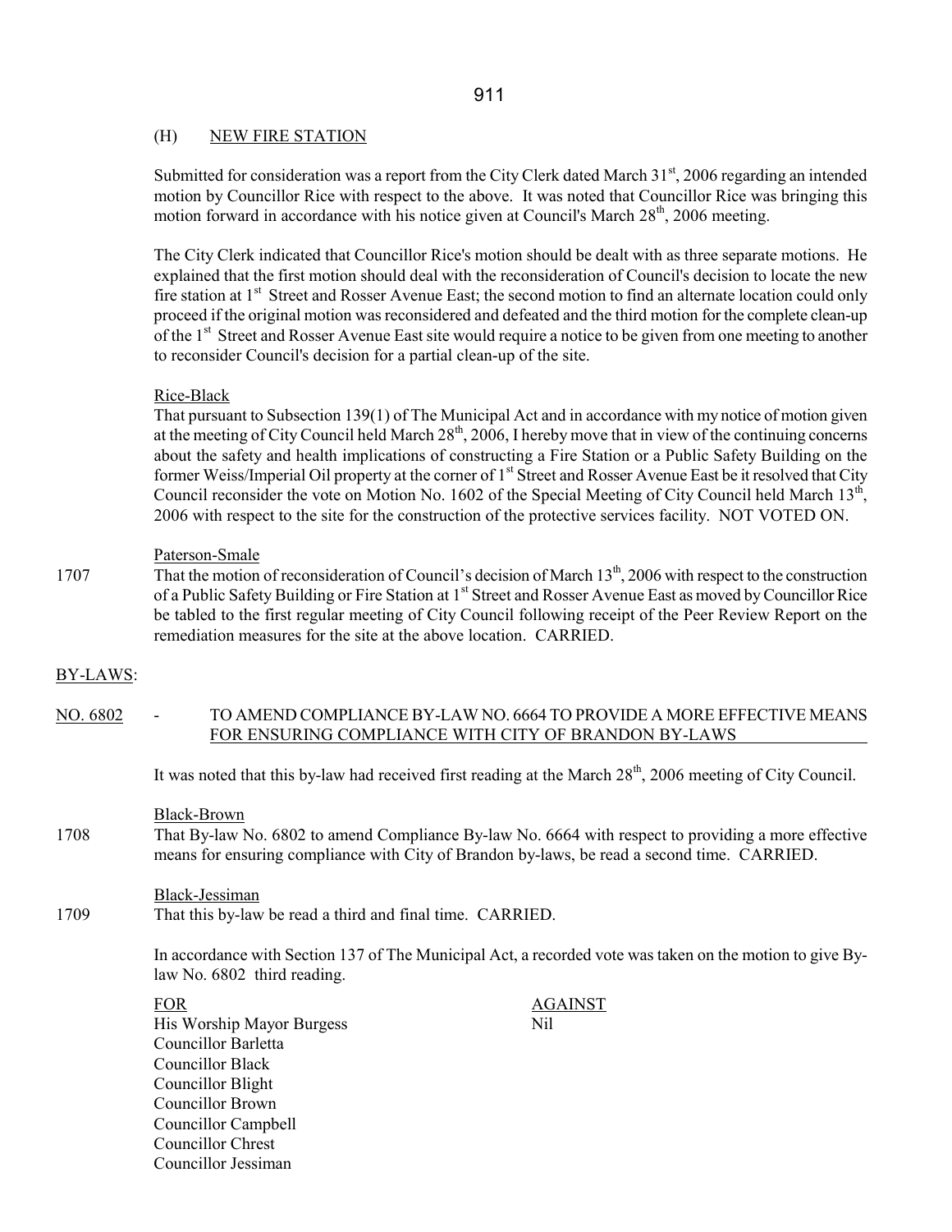### (H) NEW FIRE STATION

Submitted for consideration was a report from the City Clerk dated March 31st, 2006 regarding an intended motion by Councillor Rice with respect to the above. It was noted that Councillor Rice was bringing this motion forward in accordance with his notice given at Council's March 28th, 2006 meeting.

The City Clerk indicated that Councillor Rice's motion should be dealt with as three separate motions. He explained that the first motion should deal with the reconsideration of Council's decision to locate the new fire station at 1st Street and Rosser Avenue East; the second motion to find an alternate location could only proceed if the original motion was reconsidered and defeated and the third motion for the complete clean-up of the 1st Street and Rosser Avenue East site would require a notice to be given from one meeting to another to reconsider Council's decision for a partial clean-up of the site.

Rice-Black

That pursuant to Subsection 139(1) of The Municipal Act and in accordance with my notice of motion given at the meeting of City Council held March 28th, 2006, I hereby move that in view of the continuing concerns about the safety and health implications of constructing a Fire Station or a Public Safety Building on the former Weiss/Imperial Oil property at the corner of 1st Street and Rosser Avenue East be it resolved that City Council reconsider the vote on Motion No. 1602 of the Special Meeting of City Council held March 13th, 2006 with respect to the site for the construction of the protective services facility. NOT VOTED ON.

Paterson-Smale

1707 That the motion of reconsideration of Council's decision of March 13th, 2006 with respect to the construction of a Public Safety Building or Fire Station at 1st Street and Rosser Avenue East as moved by Councillor Rice be tabled to the first regular meeting of City Council following receipt of the Peer Review Report on the remediation measures for the site at the above location. CARRIED.

## BY-LAWS:

### NO. 6802 - TO AMEND COMPLIANCE BY-LAW NO. 6664 TO PROVIDE A MORE EFFECTIVE MEANS FOR ENSURING COMPLIANCE WITH CITY OF BRANDON BY-LAWS

It was noted that this by-law had received first reading at the March 28th, 2006 meeting of City Council.

Black-Brown

1708 That By-law No. 6802 to amend Compliance By-law No. 6664 with respect to providing a more effective means for ensuring compliance with City of Brandon by-laws, be read a second time. CARRIED.

Black-Jessiman

1709 That this by-law be read a third and final time. CARRIED.

In accordance with Section 137 of The Municipal Act, a recorded vote was taken on the motion to give By-law No. 6802 third reading.

| FOR | AGAINST |
|---|---|
| His Worship Mayor Burgess | Nil |
| Councillor Barletta | |
| Councillor Black | |
| Councillor Blight | |
| Councillor Brown | |
| Councillor Campbell | |
| Councillor Chrest | |
| Councillor Jessiman | |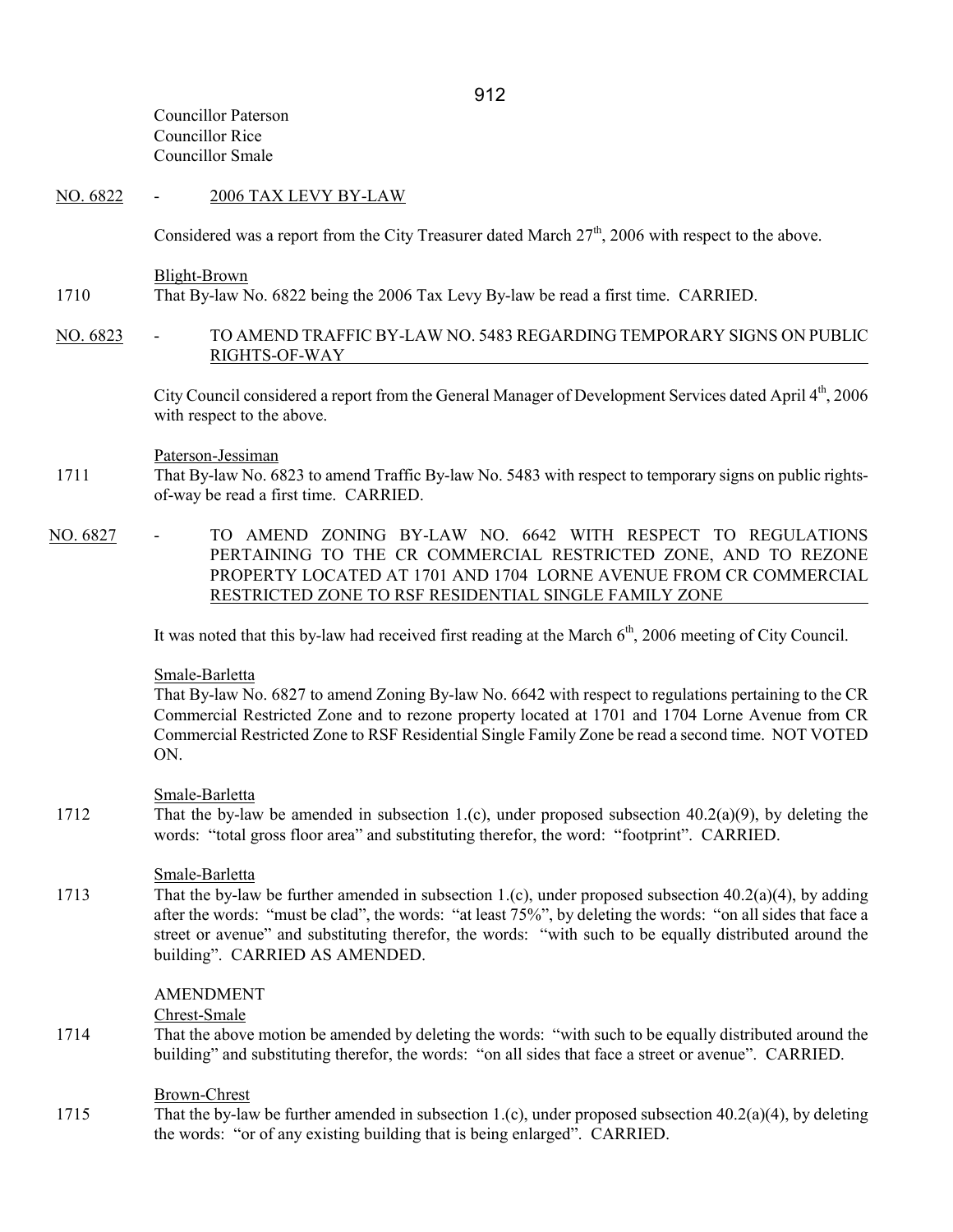Councillor Paterson
Councillor Rice
Councillor Smale

NO. 6822 - 2006 TAX LEVY BY-LAW

Considered was a report from the City Treasurer dated March 27th, 2006 with respect to the above.

Blight-Brown

1710 That By-law No. 6822 being the 2006 Tax Levy By-law be read a first time. CARRIED.

NO. 6823 - TO AMEND TRAFFIC BY-LAW NO. 5483 REGARDING TEMPORARY SIGNS ON PUBLIC RIGHTS-OF-WAY

City Council considered a report from the General Manager of Development Services dated April 4th, 2006 with respect to the above.

Paterson-Jessiman

1711 That By-law No. 6823 to amend Traffic By-law No. 5483 with respect to temporary signs on public rights-of-way be read a first time. CARRIED.

NO. 6827 - TO AMEND ZONING BY-LAW NO. 6642 WITH RESPECT TO REGULATIONS PERTAINING TO THE CR COMMERCIAL RESTRICTED ZONE, AND TO REZONE PROPERTY LOCATED AT 1701 AND 1704 LORNE AVENUE FROM CR COMMERCIAL RESTRICTED ZONE TO RSF RESIDENTIAL SINGLE FAMILY ZONE

It was noted that this by-law had received first reading at the March 6th, 2006 meeting of City Council.

Smale-Barletta

That By-law No. 6827 to amend Zoning By-law No. 6642 with respect to regulations pertaining to the CR Commercial Restricted Zone and to rezone property located at 1701 and 1704 Lorne Avenue from CR Commercial Restricted Zone to RSF Residential Single Family Zone be read a second time. NOT VOTED ON.

Smale-Barletta

1712 That the by-law be amended in subsection 1.(c), under proposed subsection 40.2(a)(9), by deleting the words: "total gross floor area" and substituting therefor, the word: "footprint". CARRIED.

Smale-Barletta

1713 That the by-law be further amended in subsection 1.(c), under proposed subsection 40.2(a)(4), by adding after the words: "must be clad", the words: "at least 75%", by deleting the words: "on all sides that face a street or avenue" and substituting therefor, the words: "with such to be equally distributed around the building". CARRIED AS AMENDED.

AMENDMENT

Chrest-Smale

1714 That the above motion be amended by deleting the words: "with such to be equally distributed around the building" and substituting therefor, the words: "on all sides that face a street or avenue". CARRIED.

Brown-Chrest

1715 That the by-law be further amended in subsection 1.(c), under proposed subsection 40.2(a)(4), by deleting the words: "or of any existing building that is being enlarged". CARRIED.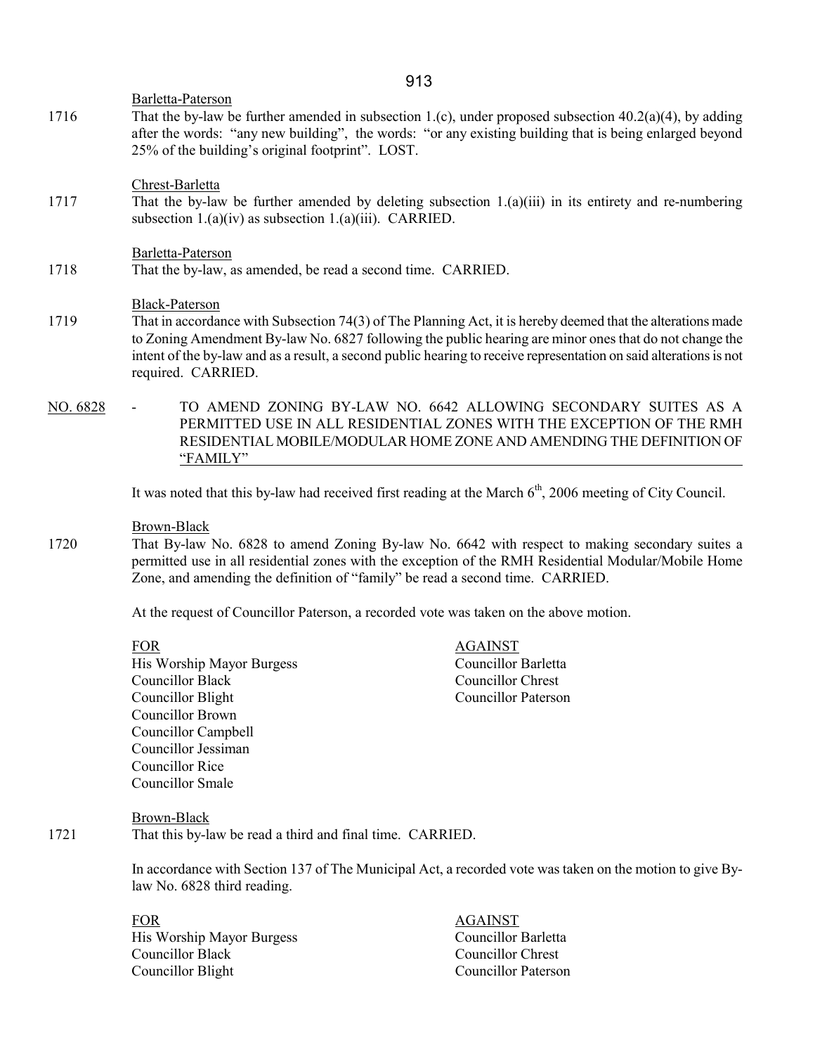Barletta-Paterson

1716 That the by-law be further amended in subsection 1.(c), under proposed subsection 40.2(a)(4), by adding after the words: "any new building", the words: "or any existing building that is being enlarged beyond 25% of the building's original footprint". LOST.

Chrest-Barletta

1717 That the by-law be further amended by deleting subsection 1.(a)(iii) in its entirety and re-numbering subsection 1.(a)(iv) as subsection 1.(a)(iii). CARRIED.

Barletta-Paterson

1718 That the by-law, as amended, be read a second time. CARRIED.

Black-Paterson

1719 That in accordance with Subsection 74(3) of The Planning Act, it is hereby deemed that the alterations made to Zoning Amendment By-law No. 6827 following the public hearing are minor ones that do not change the intent of the by-law and as a result, a second public hearing to receive representation on said alterations is not required. CARRIED.

NO. 6828 - TO AMEND ZONING BY-LAW NO. 6642 ALLOWING SECONDARY SUITES AS A PERMITTED USE IN ALL RESIDENTIAL ZONES WITH THE EXCEPTION OF THE RMH RESIDENTIAL MOBILE/MODULAR HOME ZONE AND AMENDING THE DEFINITION OF "FAMILY"

It was noted that this by-law had received first reading at the March 6th, 2006 meeting of City Council.

Brown-Black

1720 That By-law No. 6828 to amend Zoning By-law No. 6642 with respect to making secondary suites a permitted use in all residential zones with the exception of the RMH Residential Modular/Mobile Home Zone, and amending the definition of "family" be read a second time. CARRIED.

At the request of Councillor Paterson, a recorded vote was taken on the above motion.

| FOR | AGAINST |
|---|---|
| His Worship Mayor Burgess | Councillor Barletta |
| Councillor Black | Councillor Chrest |
| Councillor Blight | Councillor Paterson |
| Councillor Brown | |
| Councillor Campbell | |
| Councillor Jessiman | |
| Councillor Rice | |
| Councillor Smale | |

Brown-Black

1721 That this by-law be read a third and final time. CARRIED.

In accordance with Section 137 of The Municipal Act, a recorded vote was taken on the motion to give By-law No. 6828 third reading.

| FOR | AGAINST |
|---|---|
| His Worship Mayor Burgess | Councillor Barletta |
| Councillor Black | Councillor Chrest |
| Councillor Blight | Councillor Paterson |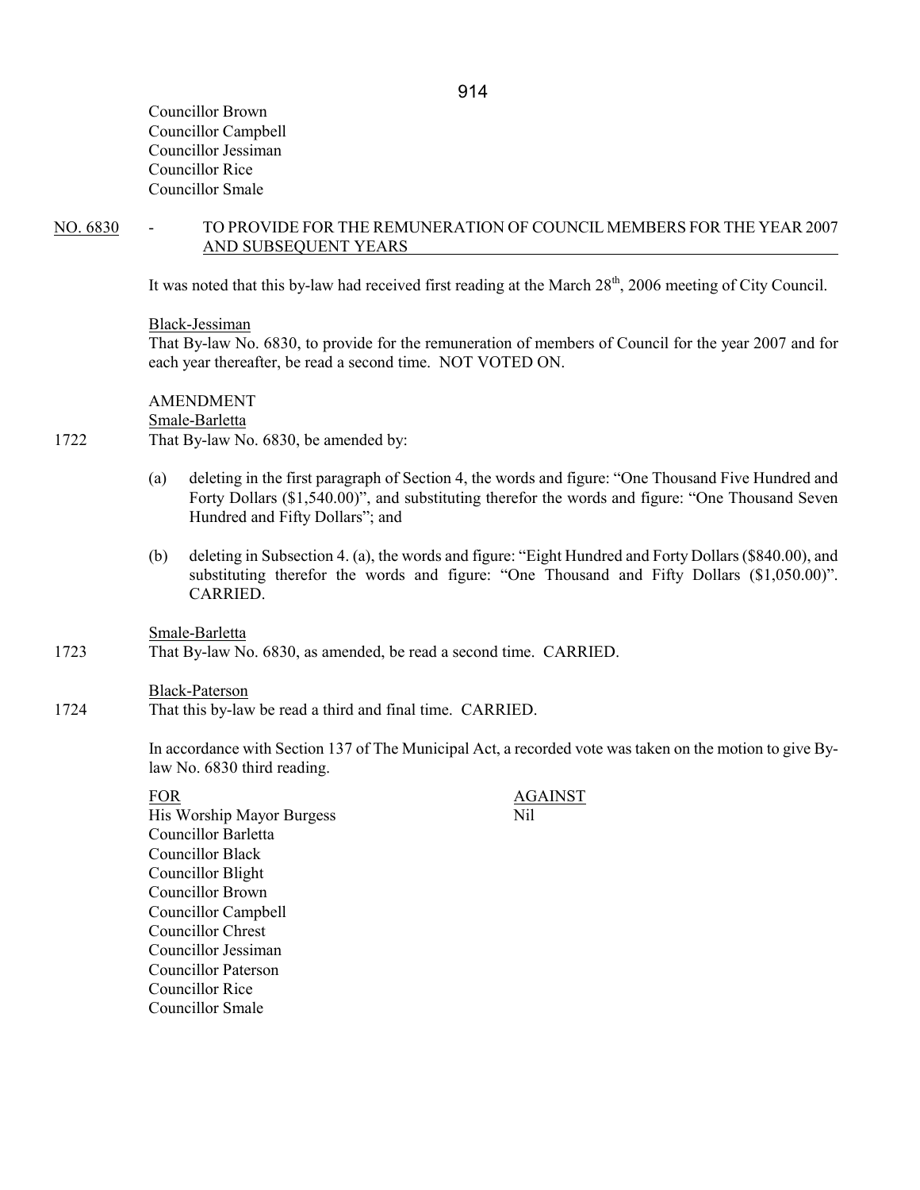Councillor Brown
Councillor Campbell
Councillor Jessiman
Councillor Rice
Councillor Smale

NO. 6830 - TO PROVIDE FOR THE REMUNERATION OF COUNCIL MEMBERS FOR THE YEAR 2007 AND SUBSEQUENT YEARS

It was noted that this by-law had received first reading at the March 28th, 2006 meeting of City Council.

Black-Jessiman
That By-law No. 6830, to provide for the remuneration of members of Council for the year 2007 and for each year thereafter, be read a second time. NOT VOTED ON.

AMENDMENT
Smale-Barletta
1722 That By-law No. 6830, be amended by:

(a) deleting in the first paragraph of Section 4, the words and figure: "One Thousand Five Hundred and Forty Dollars ($1,540.00)", and substituting therefor the words and figure: "One Thousand Seven Hundred and Fifty Dollars"; and

(b) deleting in Subsection 4. (a), the words and figure: "Eight Hundred and Forty Dollars ($840.00), and substituting therefor the words and figure: "One Thousand and Fifty Dollars ($1,050.00)". CARRIED.

Smale-Barletta
1723 That By-law No. 6830, as amended, be read a second time. CARRIED.

Black-Paterson
1724 That this by-law be read a third and final time. CARRIED.

In accordance with Section 137 of The Municipal Act, a recorded vote was taken on the motion to give By-law No. 6830 third reading.

| FOR | AGAINST |
|---|---|
| His Worship Mayor Burgess | Nil |
| Councillor Barletta | |
| Councillor Black | |
| Councillor Blight | |
| Councillor Brown | |
| Councillor Campbell | |
| Councillor Chrest | |
| Councillor Jessiman | |
| Councillor Paterson | |
| Councillor Rice | |
| Councillor Smale | |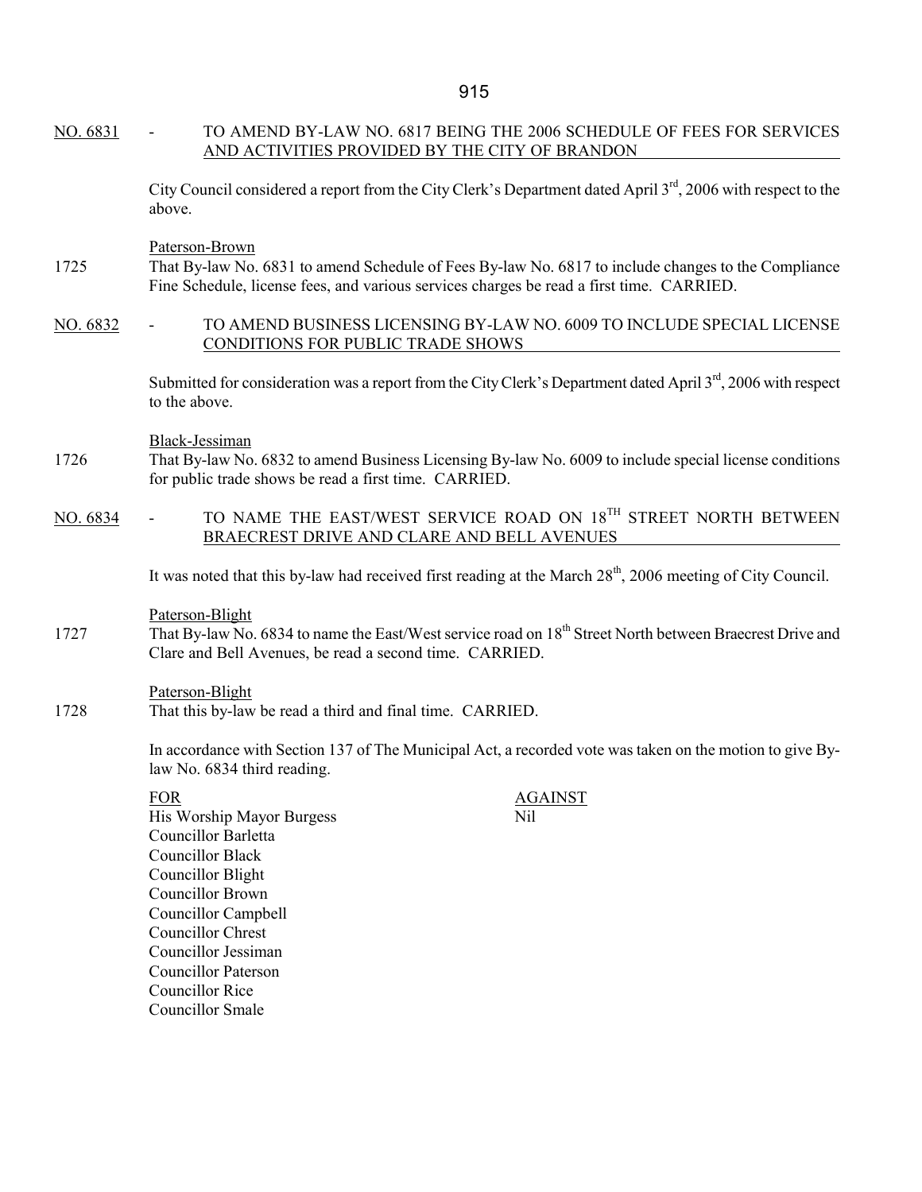NO. 6831 - TO AMEND BY-LAW NO. 6817 BEING THE 2006 SCHEDULE OF FEES FOR SERVICES AND ACTIVITIES PROVIDED BY THE CITY OF BRANDON

City Council considered a report from the City Clerk's Department dated April 3rd, 2006 with respect to the above.

Paterson-Brown

1725 That By-law No. 6831 to amend Schedule of Fees By-law No. 6817 to include changes to the Compliance Fine Schedule, license fees, and various services charges be read a first time. CARRIED.

NO. 6832 - TO AMEND BUSINESS LICENSING BY-LAW NO. 6009 TO INCLUDE SPECIAL LICENSE CONDITIONS FOR PUBLIC TRADE SHOWS

Submitted for consideration was a report from the City Clerk's Department dated April 3rd, 2006 with respect to the above.

Black-Jessiman

1726 That By-law No. 6832 to amend Business Licensing By-law No. 6009 to include special license conditions for public trade shows be read a first time. CARRIED.

NO. 6834 - TO NAME THE EAST/WEST SERVICE ROAD ON 18TH STREET NORTH BETWEEN BRAECREST DRIVE AND CLARE AND BELL AVENUES

It was noted that this by-law had received first reading at the March 28th, 2006 meeting of City Council.

Paterson-Blight

1727 That By-law No. 6834 to name the East/West service road on 18th Street North between Braecrest Drive and Clare and Bell Avenues, be read a second time. CARRIED.

Paterson-Blight

1728 That this by-law be read a third and final time. CARRIED.

In accordance with Section 137 of The Municipal Act, a recorded vote was taken on the motion to give By-law No. 6834 third reading.

| FOR | AGAINST |
|---|---|
| His Worship Mayor Burgess | Nil |
| Councillor Barletta | |
| Councillor Black | |
| Councillor Blight | |
| Councillor Brown | |
| Councillor Campbell | |
| Councillor Chrest | |
| Councillor Jessiman | |
| Councillor Paterson | |
| Councillor Rice | |
| Councillor Smale | |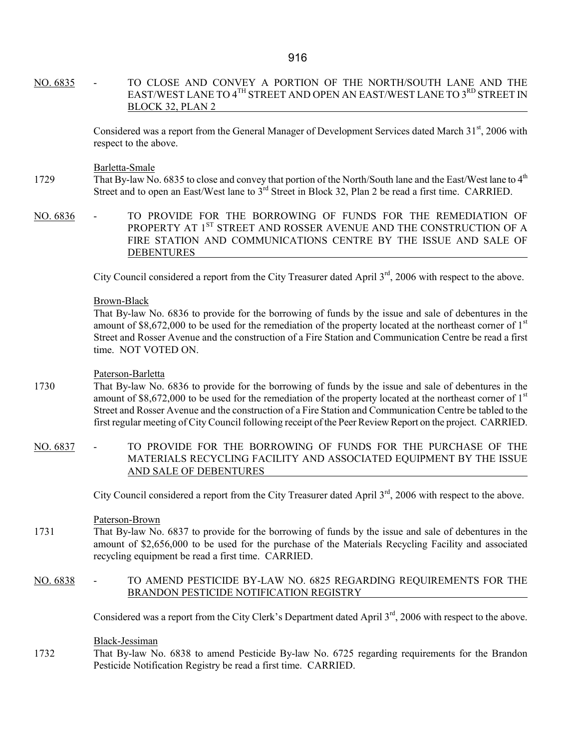NO. 6835 - TO CLOSE AND CONVEY A PORTION OF THE NORTH/SOUTH LANE AND THE EAST/WEST LANE TO 4TH STREET AND OPEN AN EAST/WEST LANE TO 3RD STREET IN BLOCK 32, PLAN 2

Considered was a report from the General Manager of Development Services dated March 31st, 2006 with respect to the above.

Barletta-Smale

1729 That By-law No. 6835 to close and convey that portion of the North/South lane and the East/West lane to 4th Street and to open an East/West lane to 3rd Street in Block 32, Plan 2 be read a first time. CARRIED.

NO. 6836 - TO PROVIDE FOR THE BORROWING OF FUNDS FOR THE REMEDIATION OF PROPERTY AT 1ST STREET AND ROSSER AVENUE AND THE CONSTRUCTION OF A FIRE STATION AND COMMUNICATIONS CENTRE BY THE ISSUE AND SALE OF DEBENTURES

City Council considered a report from the City Treasurer dated April 3rd, 2006 with respect to the above.

Brown-Black

That By-law No. 6836 to provide for the borrowing of funds by the issue and sale of debentures in the amount of $8,672,000 to be used for the remediation of the property located at the northeast corner of 1st Street and Rosser Avenue and the construction of a Fire Station and Communication Centre be read a first time. NOT VOTED ON.

Paterson-Barletta

1730 That By-law No. 6836 to provide for the borrowing of funds by the issue and sale of debentures in the amount of $8,672,000 to be used for the remediation of the property located at the northeast corner of 1st Street and Rosser Avenue and the construction of a Fire Station and Communication Centre be tabled to the first regular meeting of City Council following receipt of the Peer Review Report on the project. CARRIED.

NO. 6837 - TO PROVIDE FOR THE BORROWING OF FUNDS FOR THE PURCHASE OF THE MATERIALS RECYCLING FACILITY AND ASSOCIATED EQUIPMENT BY THE ISSUE AND SALE OF DEBENTURES

City Council considered a report from the City Treasurer dated April 3rd, 2006 with respect to the above.

Paterson-Brown

1731 That By-law No. 6837 to provide for the borrowing of funds by the issue and sale of debentures in the amount of $2,656,000 to be used for the purchase of the Materials Recycling Facility and associated recycling equipment be read a first time. CARRIED.

NO. 6838 - TO AMEND PESTICIDE BY-LAW NO. 6825 REGARDING REQUIREMENTS FOR THE BRANDON PESTICIDE NOTIFICATION REGISTRY

Considered was a report from the City Clerk's Department dated April 3rd, 2006 with respect to the above.

Black-Jessiman

1732 That By-law No. 6838 to amend Pesticide By-law No. 6725 regarding requirements for the Brandon Pesticide Notification Registry be read a first time. CARRIED.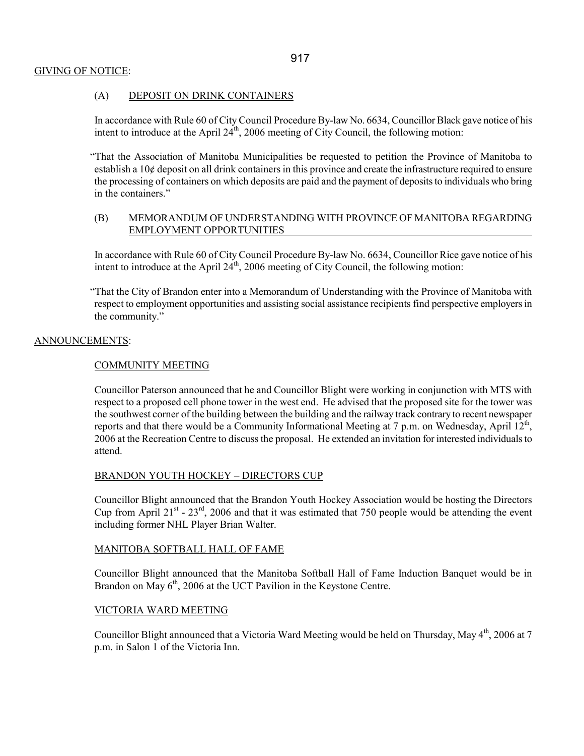## GIVING OF NOTICE:

### (A) DEPOSIT ON DRINK CONTAINERS

In accordance with Rule 60 of City Council Procedure By-law No. 6634, Councillor Black gave notice of his intent to introduce at the April 24th, 2006 meeting of City Council, the following motion:

"That the Association of Manitoba Municipalities be requested to petition the Province of Manitoba to establish a 10¢ deposit on all drink containers in this province and create the infrastructure required to ensure the processing of containers on which deposits are paid and the payment of deposits to individuals who bring in the containers."

### (B) MEMORANDUM OF UNDERSTANDING WITH PROVINCE OF MANITOBA REGARDING EMPLOYMENT OPPORTUNITIES

In accordance with Rule 60 of City Council Procedure By-law No. 6634, Councillor Rice gave notice of his intent to introduce at the April 24th, 2006 meeting of City Council, the following motion:

"That the City of Brandon enter into a Memorandum of Understanding with the Province of Manitoba with respect to employment opportunities and assisting social assistance recipients find perspective employers in the community."

## ANNOUNCEMENTS:

### COMMUNITY MEETING

Councillor Paterson announced that he and Councillor Blight were working in conjunction with MTS with respect to a proposed cell phone tower in the west end. He advised that the proposed site for the tower was the southwest corner of the building between the building and the railway track contrary to recent newspaper reports and that there would be a Community Informational Meeting at 7 p.m. on Wednesday, April 12th, 2006 at the Recreation Centre to discuss the proposal. He extended an invitation for interested individuals to attend.

### BRANDON YOUTH HOCKEY – DIRECTORS CUP

Councillor Blight announced that the Brandon Youth Hockey Association would be hosting the Directors Cup from April 21st - 23rd, 2006 and that it was estimated that 750 people would be attending the event including former NHL Player Brian Walter.

### MANITOBA SOFTBALL HALL OF FAME

Councillor Blight announced that the Manitoba Softball Hall of Fame Induction Banquet would be in Brandon on May 6th, 2006 at the UCT Pavilion in the Keystone Centre.

### VICTORIA WARD MEETING

Councillor Blight announced that a Victoria Ward Meeting would be held on Thursday, May 4th, 2006 at 7 p.m. in Salon 1 of the Victoria Inn.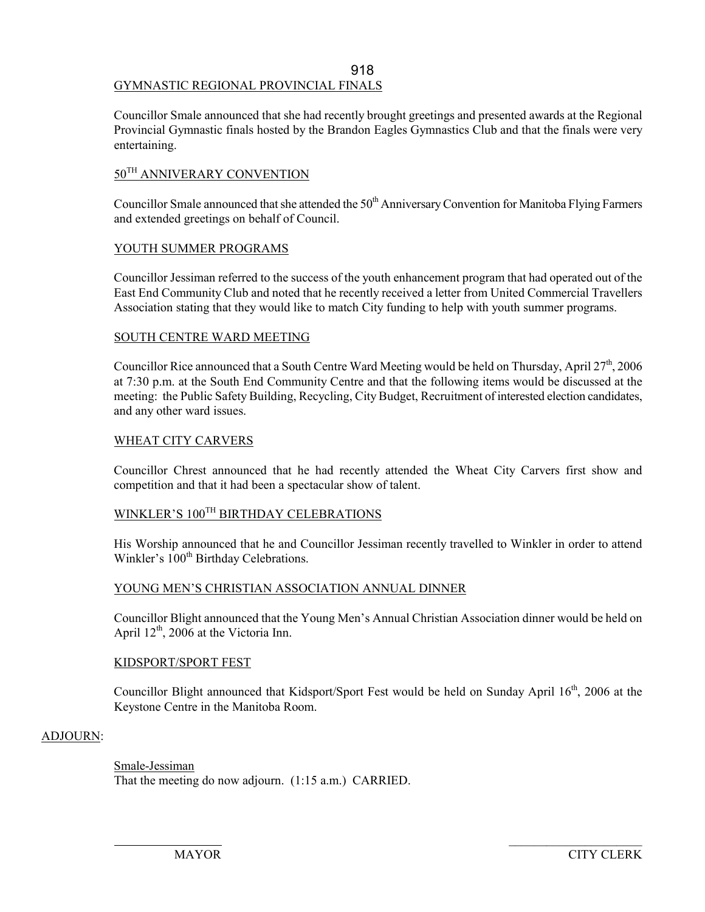GYMNASTIC REGIONAL PROVINCIAL FINALS

Councillor Smale announced that she had recently brought greetings and presented awards at the Regional Provincial Gymnastic finals hosted by the Brandon Eagles Gymnastics Club and that the finals were very entertaining.

50TH ANNIVERARY CONVENTION

Councillor Smale announced that she attended the 50th Anniversary Convention for Manitoba Flying Farmers and extended greetings on behalf of Council.

YOUTH SUMMER PROGRAMS

Councillor Jessiman referred to the success of the youth enhancement program that had operated out of the East End Community Club and noted that he recently received a letter from United Commercial Travellers Association stating that they would like to match City funding to help with youth summer programs.

SOUTH CENTRE WARD MEETING

Councillor Rice announced that a South Centre Ward Meeting would be held on Thursday, April 27th, 2006 at 7:30 p.m. at the South End Community Centre and that the following items would be discussed at the meeting: the Public Safety Building, Recycling, City Budget, Recruitment of interested election candidates, and any other ward issues.

WHEAT CITY CARVERS

Councillor Chrest announced that he had recently attended the Wheat City Carvers first show and competition and that it had been a spectacular show of talent.

WINKLER'S 100TH BIRTHDAY CELEBRATIONS

His Worship announced that he and Councillor Jessiman recently travelled to Winkler in order to attend Winkler's 100th Birthday Celebrations.

YOUNG MEN'S CHRISTIAN ASSOCIATION ANNUAL DINNER

Councillor Blight announced that the Young Men's Annual Christian Association dinner would be held on April 12th, 2006 at the Victoria Inn.

KIDSPORT/SPORT FEST

Councillor Blight announced that Kidsport/Sport Fest would be held on Sunday April 16th, 2006 at the Keystone Centre in the Manitoba Room.

ADJOURN:

Smale-Jessiman
That the meeting do now adjourn. (1:15 a.m.) CARRIED.

MAYOR

CITY CLERK